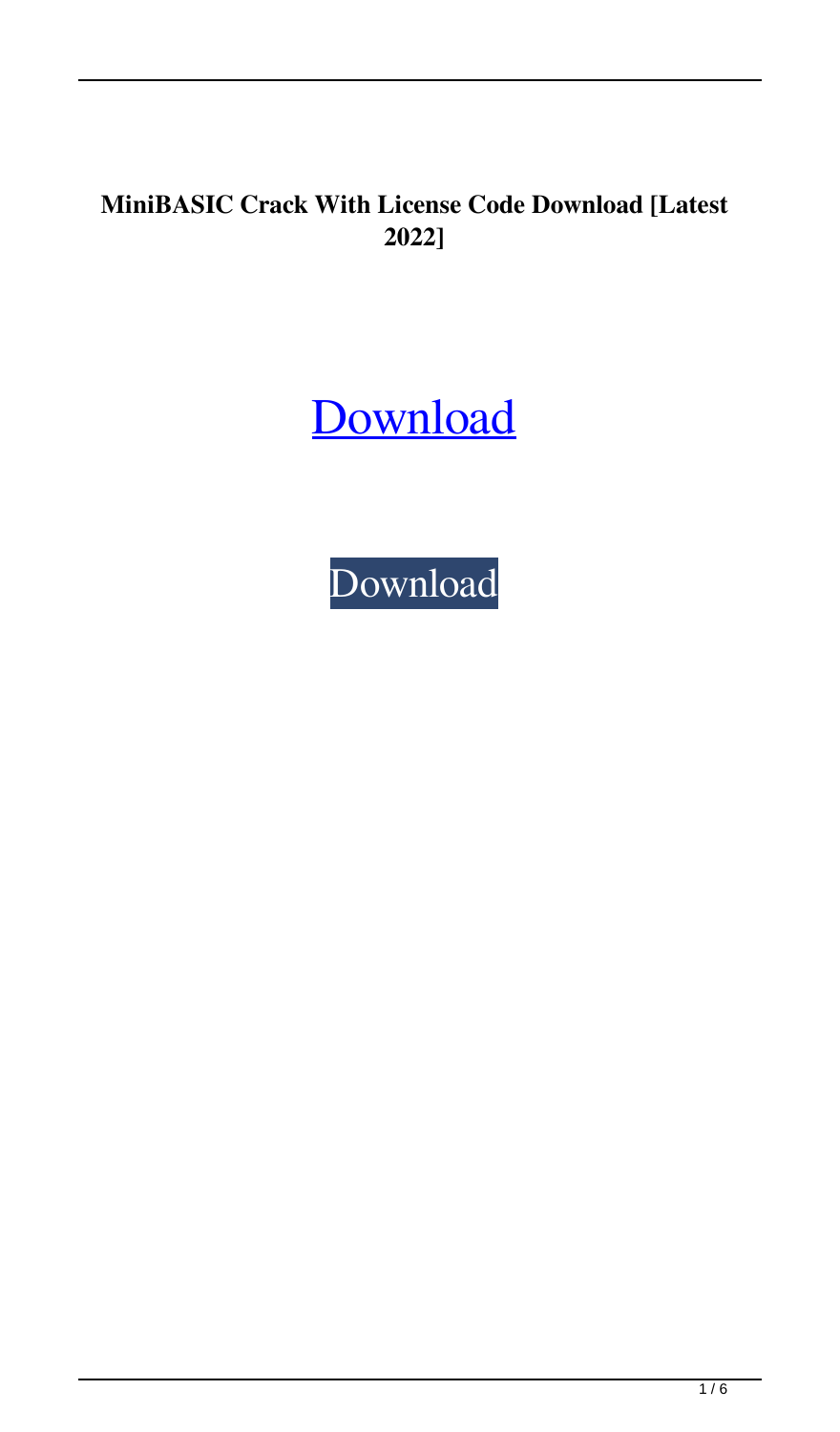**MiniBASIC Crack With License Code Download [Latest 2022]**

Download

Download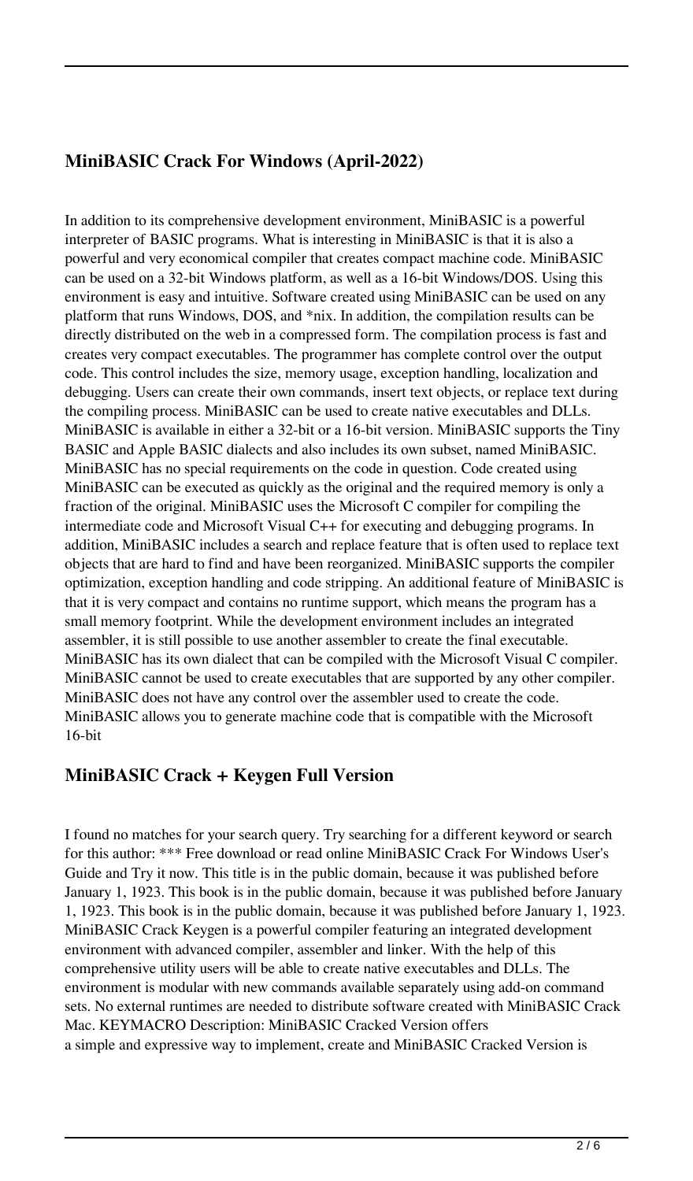## MiniBASIC Crack For Windows (April-2022)

In addition to its comprehensive development environment, MiniBASIC is a powerful interpreter of BASIC programs. What is interesting in MiniBASIC is that it is also a powerful and very economical compiler that creates compact machine code. MiniBASIC can be used on a 32-bit Windows platform, as well as a 16-bit Windows/DOS. Using this environment is easy and intuitive. Software created using MiniBASIC can be used on any platform that runs Windows, DOS, and *nix. In addition, the compilation results can be directly distributed on the web in a compressed form. The compilation process is fast and creates very compact executables. The programmer has complete control over the output code. This control includes the size, memory usage, exception handling, localization and debugging. Users can create their own commands, insert text objects, or replace text during the compiling process. MiniBASIC can be used to create native executables and DLLs. MiniBASIC is available in either a 32-bit or a 16-bit version. MiniBASIC supports the Tiny BASIC and Apple BASIC dialects and also includes its own subset, named MiniBASIC. MiniBASIC has no special requirements on the code in question. Code created using MiniBASIC can be executed as quickly as the original and the required memory is only a fraction of the original. MiniBASIC uses the Microsoft C compiler for compiling the intermediate code and Microsoft Visual C++ for executing and debugging programs. In addition, MiniBASIC includes a search and replace feature that is often used to replace text objects that are hard to find and have been reorganized. MiniBASIC supports the compiler optimization, exception handling and code stripping. An additional feature of MiniBASIC is that it is very compact and contains no runtime support, which means the program has a small memory footprint. While the development environment includes an integrated assembler, it is still possible to use another assembler to create the final executable. MiniBASIC has its own dialect that can be compiled with the Microsoft Visual C compiler. MiniBASIC cannot be used to create executables that are supported by any other compiler. MiniBASIC does not have any control over the assembler used to create the code. MiniBASIC allows you to generate machine code that is compatible with the Microsoft 16-bit

## MiniBASIC Crack + Keygen Full Version

I found no matches for your search query. Try searching for a different keyword or search for this author: *** Free download or read online MiniBASIC Crack For Windows User's Guide and Try it now. This title is in the public domain, because it was published before January 1, 1923. This book is in the public domain, because it was published before January 1, 1923. This book is in the public domain, because it was published before January 1, 1923. MiniBASIC Crack Keygen is a powerful compiler featuring an integrated development environment with advanced compiler, assembler and linker. With the help of this comprehensive utility users will be able to create native executables and DLLs. The environment is modular with new commands available separately using add-on command sets. No external runtimes are needed to distribute software created with MiniBASIC Crack Mac. KEYMACRO Description: MiniBASIC Cracked Version offers a simple and expressive way to implement, create and MiniBASIC Cracked Version is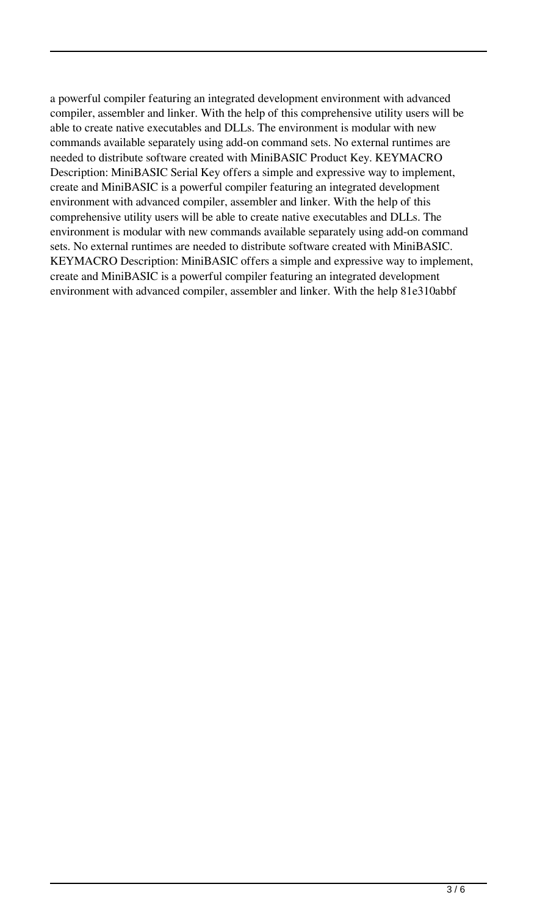a powerful compiler featuring an integrated development environment with advanced compiler, assembler and linker. With the help of this comprehensive utility users will be able to create native executables and DLLs. The environment is modular with new commands available separately using add-on command sets. No external runtimes are needed to distribute software created with MiniBASIC Product Key. KEYMACRO Description: MiniBASIC Serial Key offers a simple and expressive way to implement, create and MiniBASIC is a powerful compiler featuring an integrated development environment with advanced compiler, assembler and linker. With the help of this comprehensive utility users will be able to create native executables and DLLs. The environment is modular with new commands available separately using add-on command sets. No external runtimes are needed to distribute software created with MiniBASIC. KEYMACRO Description: MiniBASIC offers a simple and expressive way to implement, create and MiniBASIC is a powerful compiler featuring an integrated development environment with advanced compiler, assembler and linker. With the help 81e310abbf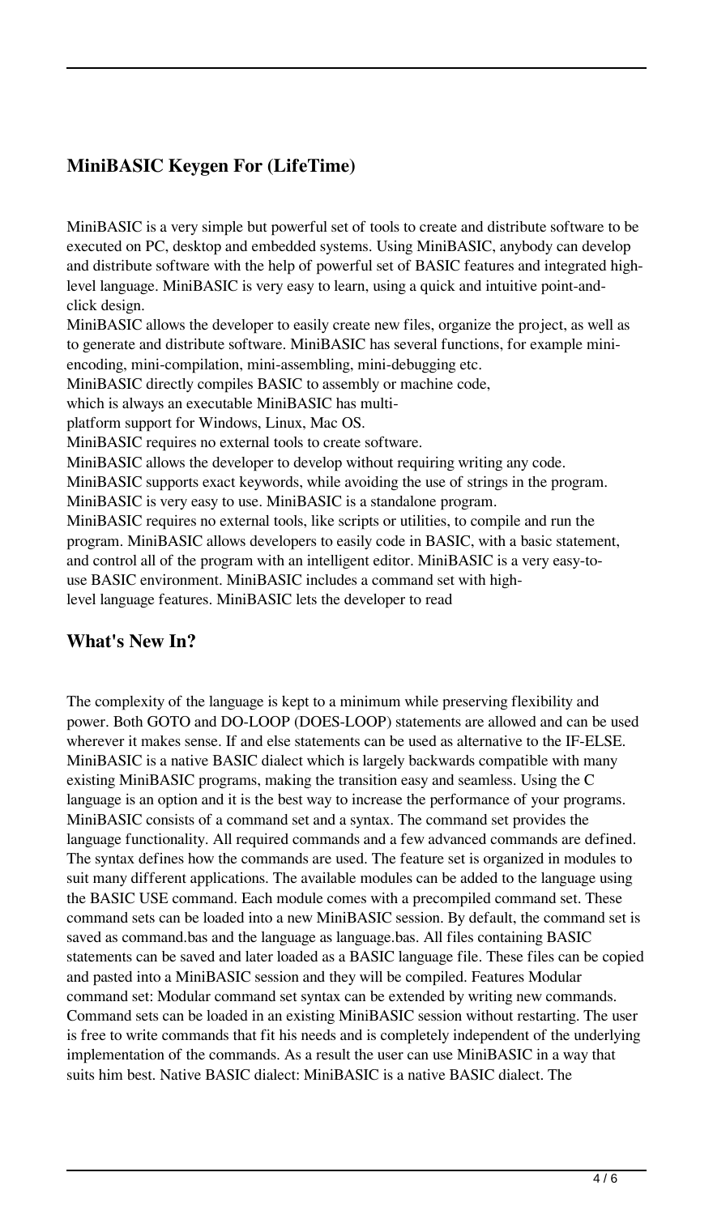## MiniBASIC Keygen For (LifeTime)

MiniBASIC is a very simple but powerful set of tools to create and distribute software to be executed on PC, desktop and embedded systems. Using MiniBASIC, anybody can develop and distribute software with the help of powerful set of BASIC features and integrated high-level language. MiniBASIC is very easy to learn, using a quick and intuitive point-and-click design.
MiniBASIC allows the developer to easily create new files, organize the project, as well as to generate and distribute software. MiniBASIC has several functions, for example mini-encoding, mini-compilation, mini-assembling, mini-debugging etc.
MiniBASIC directly compiles BASIC to assembly or machine code,
which is always an executable MiniBASIC has multi-
platform support for Windows, Linux, Mac OS.
MiniBASIC requires no external tools to create software.
MiniBASIC allows the developer to develop without requiring writing any code.
MiniBASIC supports exact keywords, while avoiding the use of strings in the program.
MiniBASIC is very easy to use. MiniBASIC is a standalone program.
MiniBASIC requires no external tools, like scripts or utilities, to compile and run the program. MiniBASIC allows developers to easily code in BASIC, with a basic statement, and control all of the program with an intelligent editor. MiniBASIC is a very easy-to-use BASIC environment. MiniBASIC includes a command set with high-level language features. MiniBASIC lets the developer to read

## What's New In?

The complexity of the language is kept to a minimum while preserving flexibility and power. Both GOTO and DO-LOOP (DOES-LOOP) statements are allowed and can be used wherever it makes sense. If and else statements can be used as alternative to the IF-ELSE. MiniBASIC is a native BASIC dialect which is largely backwards compatible with many existing MiniBASIC programs, making the transition easy and seamless. Using the C language is an option and it is the best way to increase the performance of your programs. MiniBASIC consists of a command set and a syntax. The command set provides the language functionality. All required commands and a few advanced commands are defined. The syntax defines how the commands are used. The feature set is organized in modules to suit many different applications. The available modules can be added to the language using the BASIC USE command. Each module comes with a precompiled command set. These command sets can be loaded into a new MiniBASIC session. By default, the command set is saved as command.bas and the language as language.bas. All files containing BASIC statements can be saved and later loaded as a BASIC language file. These files can be copied and pasted into a MiniBASIC session and they will be compiled. Features Modular command set: Modular command set syntax can be extended by writing new commands. Command sets can be loaded in an existing MiniBASIC session without restarting. The user is free to write commands that fit his needs and is completely independent of the underlying implementation of the commands. As a result the user can use MiniBASIC in a way that suits him best. Native BASIC dialect: MiniBASIC is a native BASIC dialect. The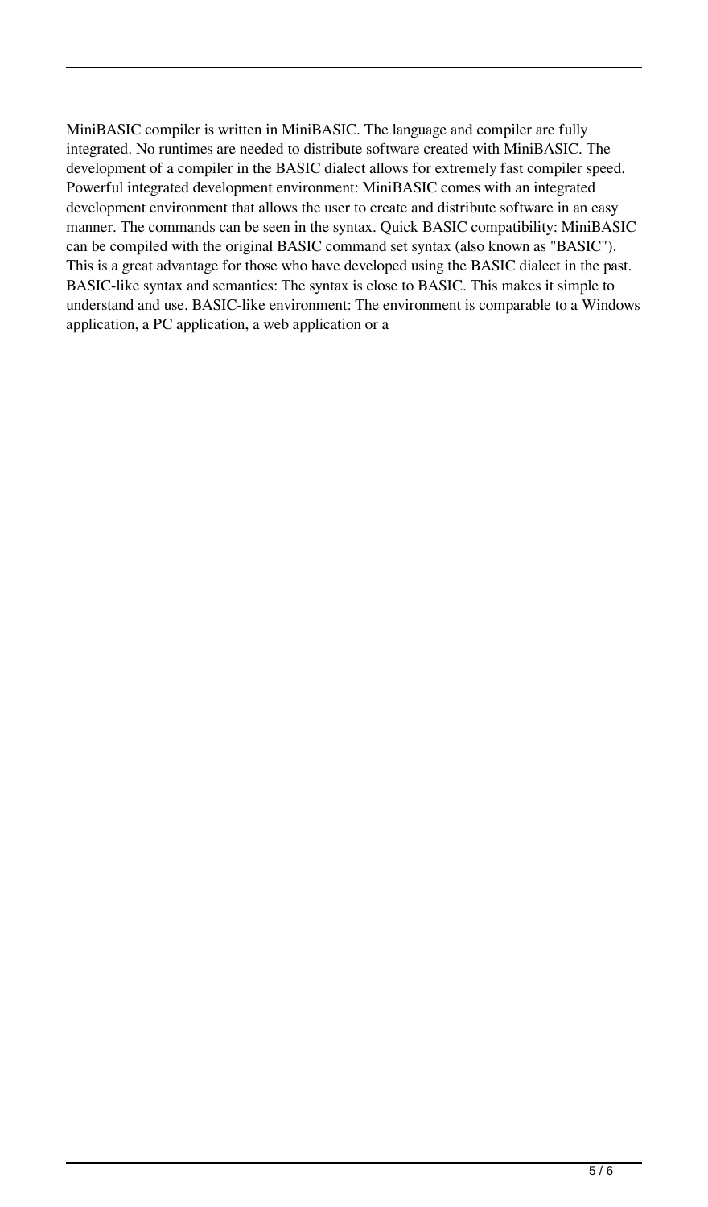MiniBASIC compiler is written in MiniBASIC. The language and compiler are fully integrated. No runtimes are needed to distribute software created with MiniBASIC. The development of a compiler in the BASIC dialect allows for extremely fast compiler speed. Powerful integrated development environment: MiniBASIC comes with an integrated development environment that allows the user to create and distribute software in an easy manner. The commands can be seen in the syntax. Quick BASIC compatibility: MiniBASIC can be compiled with the original BASIC command set syntax (also known as "BASIC"). This is a great advantage for those who have developed using the BASIC dialect in the past. BASIC-like syntax and semantics: The syntax is close to BASIC. This makes it simple to understand and use. BASIC-like environment: The environment is comparable to a Windows application, a PC application, a web application or a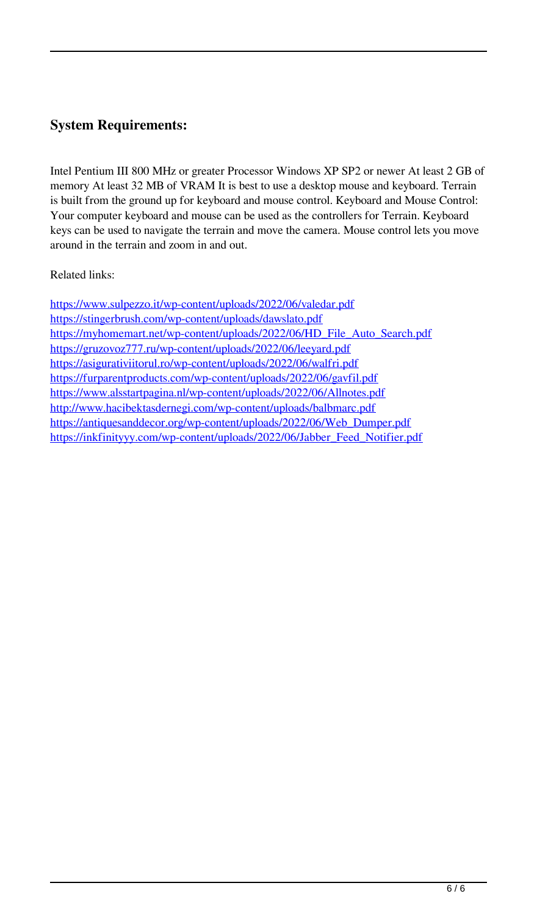## System Requirements:

Intel Pentium III 800 MHz or greater Processor Windows XP SP2 or newer At least 2 GB of memory At least 32 MB of VRAM It is best to use a desktop mouse and keyboard. Terrain is built from the ground up for keyboard and mouse control. Keyboard and Mouse Control: Your computer keyboard and mouse can be used as the controllers for Terrain. Keyboard keys can be used to navigate the terrain and move the camera. Mouse control lets you move around in the terrain and zoom in and out.

Related links:

https://www.sulpezzo.it/wp-content/uploads/2022/06/valedar.pdf
https://stingerbrush.com/wp-content/uploads/dawslato.pdf
https://myhomemart.net/wp-content/uploads/2022/06/HD_File_Auto_Search.pdf
https://gruzovoz777.ru/wp-content/uploads/2022/06/leeyard.pdf
https://asigurativiitorul.ro/wp-content/uploads/2022/06/walfri.pdf
https://furparentproducts.com/wp-content/uploads/2022/06/gavfil.pdf
https://www.alsstartpagina.nl/wp-content/uploads/2022/06/Allnotes.pdf
http://www.hacibektasdernegi.com/wp-content/uploads/balbmarc.pdf
https://antiquesanddecor.org/wp-content/uploads/2022/06/Web_Dumper.pdf
https://inkfinityyy.com/wp-content/uploads/2022/06/Jabber_Feed_Notifier.pdf